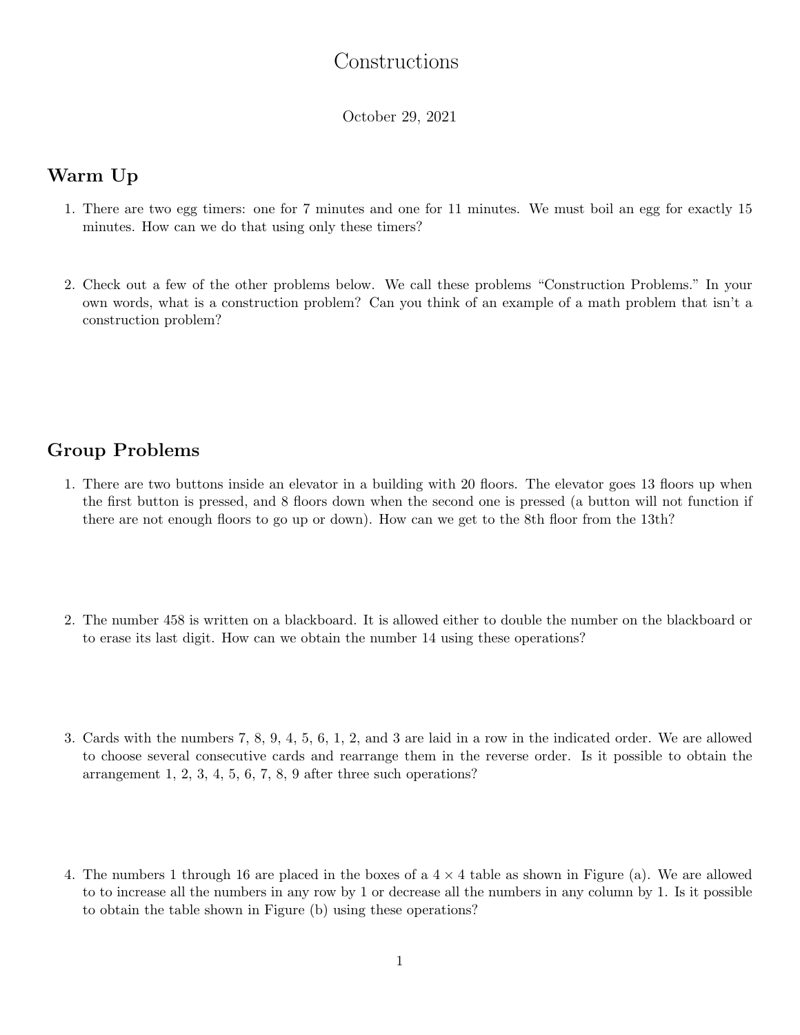# Constructions

October 29, 2021

## Warm Up

1. There are two egg timers: one for 7 minutes and one for 11 minutes. We must boil an egg for exactly 15 minutes. How can we do that using only these timers?

2. Check out a few of the other problems below. We call these problems "Construction Problems." In your own words, what is a construction problem? Can you think of an example of a math problem that isn't a construction problem?

## Group Problems

1. There are two buttons inside an elevator in a building with 20 floors. The elevator goes 13 floors up when the first button is pressed, and 8 floors down when the second one is pressed (a button will not function if there are not enough floors to go up or down). How can we get to the 8th floor from the 13th?

2. The number 458 is written on a blackboard. It is allowed either to double the number on the blackboard or to erase its last digit. How can we obtain the number 14 using these operations?

3. Cards with the numbers 7, 8, 9, 4, 5, 6, 1, 2, and 3 are laid in a row in the indicated order. We are allowed to choose several consecutive cards and rearrange them in the reverse order. Is it possible to obtain the arrangement 1, 2, 3, 4, 5, 6, 7, 8, 9 after three such operations?

4. The numbers 1 through 16 are placed in the boxes of a $4 \times 4$ table as shown in Figure (a). We are allowed to to increase all the numbers in any row by 1 or decrease all the numbers in any column by 1. Is it possible to obtain the table shown in Figure (b) using these operations?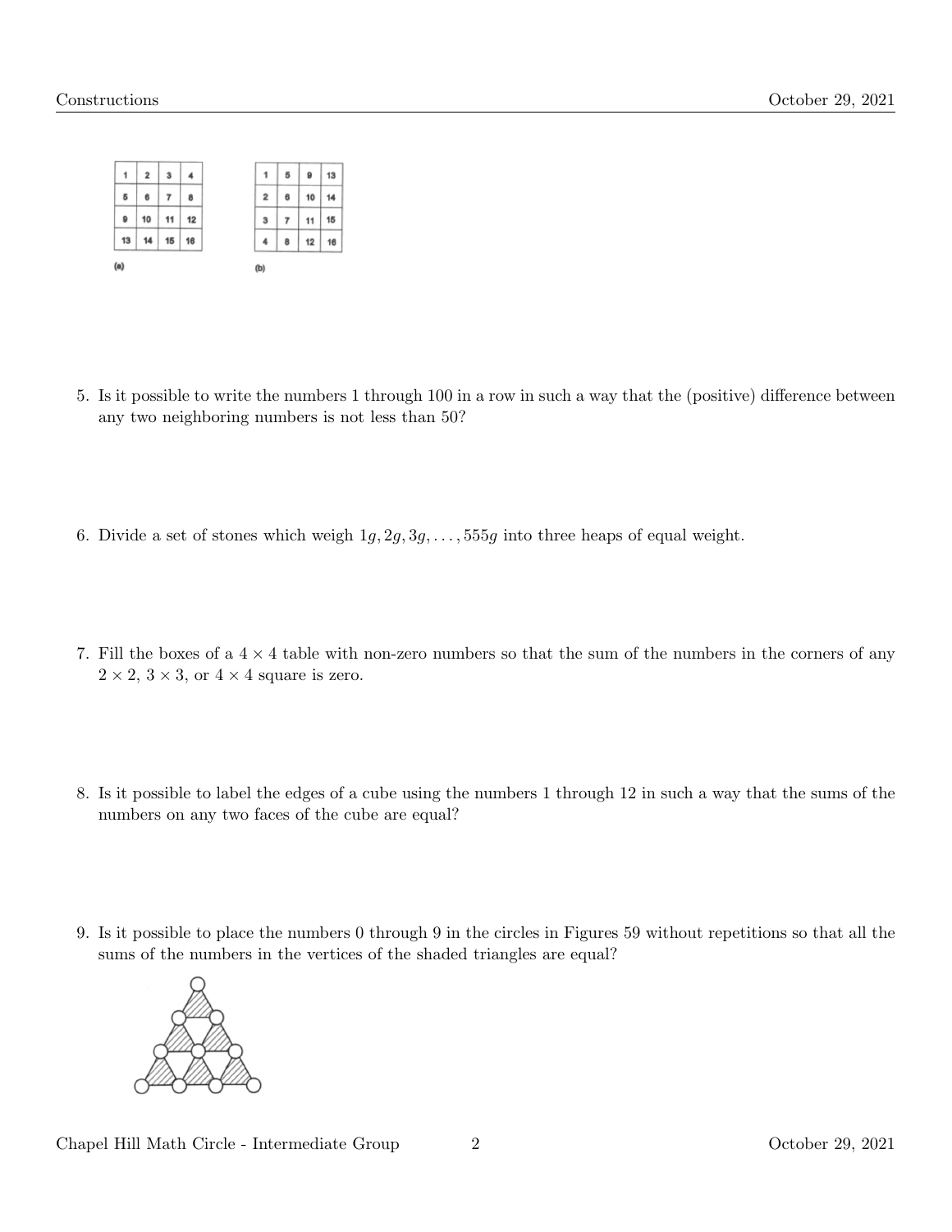| 1 | 2 | 3 | 4 |
|---|---|---|---|
| 5 | 6 | 7 | 8 |
| 9 | 10 | 11 | 12 |
| 13 | 14 | 15 | 16 |

(a)

| 1 | 5 | 9 | 13 |
|---|---|---|---|
| 2 | 6 | 10 | 14 |
| 3 | 7 | 11 | 15 |
| 4 | 8 | 12 | 16 |

(b)

5. Is it possible to write the numbers 1 through 100 in a row in such a way that the (positive) difference between any two neighboring numbers is not less than 50?

6. Divide a set of stones which weigh $1g, 2g, 3g, \ldots, 555g$ into three heaps of equal weight.

7. Fill the boxes of a $4 \times 4$ table with non-zero numbers so that the sum of the numbers in the corners of any $2 \times 2$, $3 \times 3$, or $4 \times 4$ square is zero.

8. Is it possible to label the edges of a cube using the numbers 1 through 12 in such a way that the sums of the numbers on any two faces of the cube are equal?

9. Is it possible to place the numbers 0 through 9 in the circles in Figures 59 without repetitions so that all the sums of the numbers in the vertices of the shaded triangles are equal?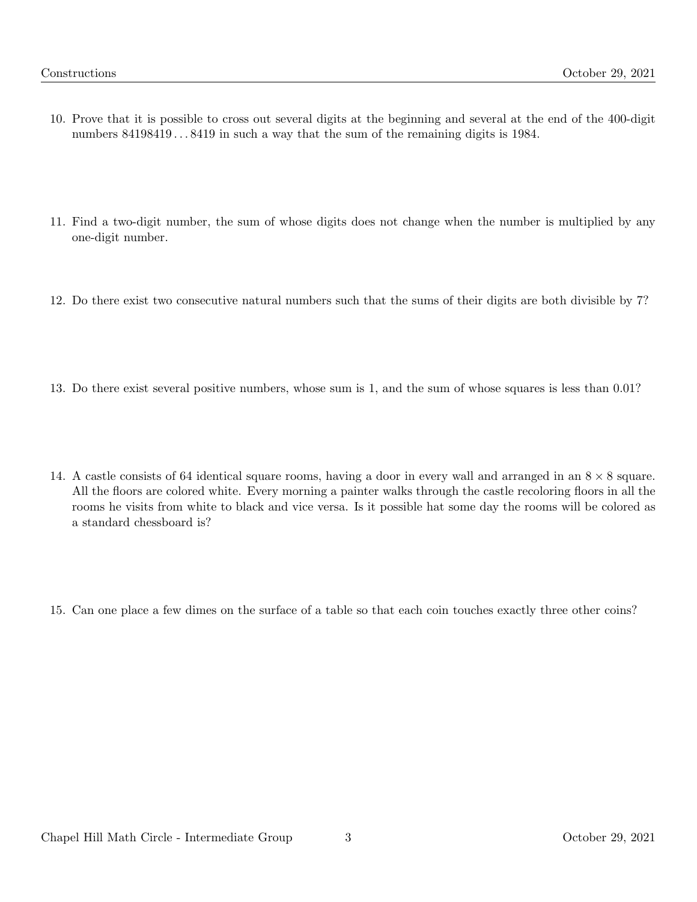10. Prove that it is possible to cross out several digits at the beginning and several at the end of the 400-digit numbers 84198419 . . . 8419 in such a way that the sum of the remaining digits is 1984.

11. Find a two-digit number, the sum of whose digits does not change when the number is multiplied by any one-digit number.

12. Do there exist two consecutive natural numbers such that the sums of their digits are both divisible by 7?

13. Do there exist several positive numbers, whose sum is 1, and the sum of whose squares is less than 0.01?

14. A castle consists of 64 identical square rooms, having a door in every wall and arranged in an $8 \times 8$ square. All the floors are colored white. Every morning a painter walks through the castle recoloring floors in all the rooms he visits from white to black and vice versa. Is it possible hat some day the rooms will be colored as a standard chessboard is?

15. Can one place a few dimes on the surface of a table so that each coin touches exactly three other coins?